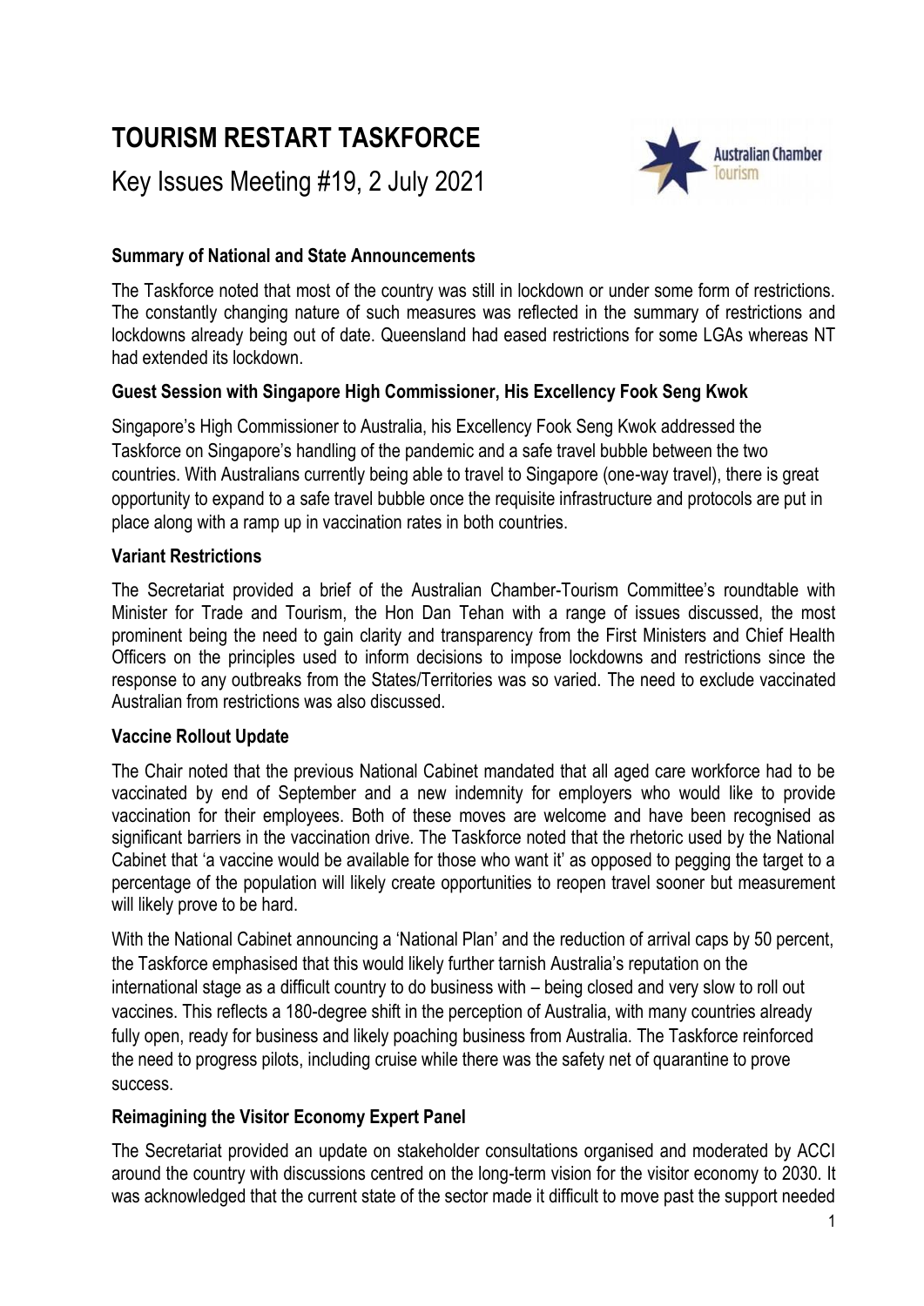# TOURISM RESTART TASKFORCE

Key Issues Meeting #19, 2 July 2021

**Summary of National and State Announcements**

The Taskforce noted that most of the country was still in lockdown or under some form of restrictions. The constantly changing nature of such measures was reflected in the summary of restrictions and lockdowns already being out of date. Queensland had eased restrictions for some LGAs whereas NT had extended its lockdown.

**Guest Session with Singapore High Commissioner, His Excellency Fook Seng Kwok**

Singapore's High Commissioner to Australia, his Excellency Fook Seng Kwok addressed the Taskforce on Singapore's handling of the pandemic and a safe travel bubble between the two countries. With Australians currently being able to travel to Singapore (one-way travel), there is great opportunity to expand to a safe travel bubble once the requisite infrastructure and protocols are put in place along with a ramp up in vaccination rates in both countries.

**Variant Restrictions**

The Secretariat provided a brief of the Australian Chamber-Tourism Committee's roundtable with Minister for Trade and Tourism, the Hon Dan Tehan with a range of issues discussed, the most prominent being the need to gain clarity and transparency from the First Ministers and Chief Health Officers on the principles used to inform decisions to impose lockdowns and restrictions since the response to any outbreaks from the States/Territories was so varied. The need to exclude vaccinated Australian from restrictions was also discussed.

**Vaccine Rollout Update**

The Chair noted that the previous National Cabinet mandated that all aged care workforce had to be vaccinated by end of September and a new indemnity for employers who would like to provide vaccination for their employees. Both of these moves are welcome and have been recognised as significant barriers in the vaccination drive. The Taskforce noted that the rhetoric used by the National Cabinet that 'a vaccine would be available for those who want it' as opposed to pegging the target to a percentage of the population will likely create opportunities to reopen travel sooner but measurement will likely prove to be hard.

With the National Cabinet announcing a 'National Plan' and the reduction of arrival caps by 50 percent, the Taskforce emphasised that this would likely further tarnish Australia's reputation on the international stage as a difficult country to do business with – being closed and very slow to roll out vaccines. This reflects a 180-degree shift in the perception of Australia, with many countries already fully open, ready for business and likely poaching business from Australia. The Taskforce reinforced the need to progress pilots, including cruise while there was the safety net of quarantine to prove success.

**Reimagining the Visitor Economy Expert Panel**

The Secretariat provided an update on stakeholder consultations organised and moderated by ACCI around the country with discussions centred on the long-term vision for the visitor economy to 2030. It was acknowledged that the current state of the sector made it difficult to move past the support needed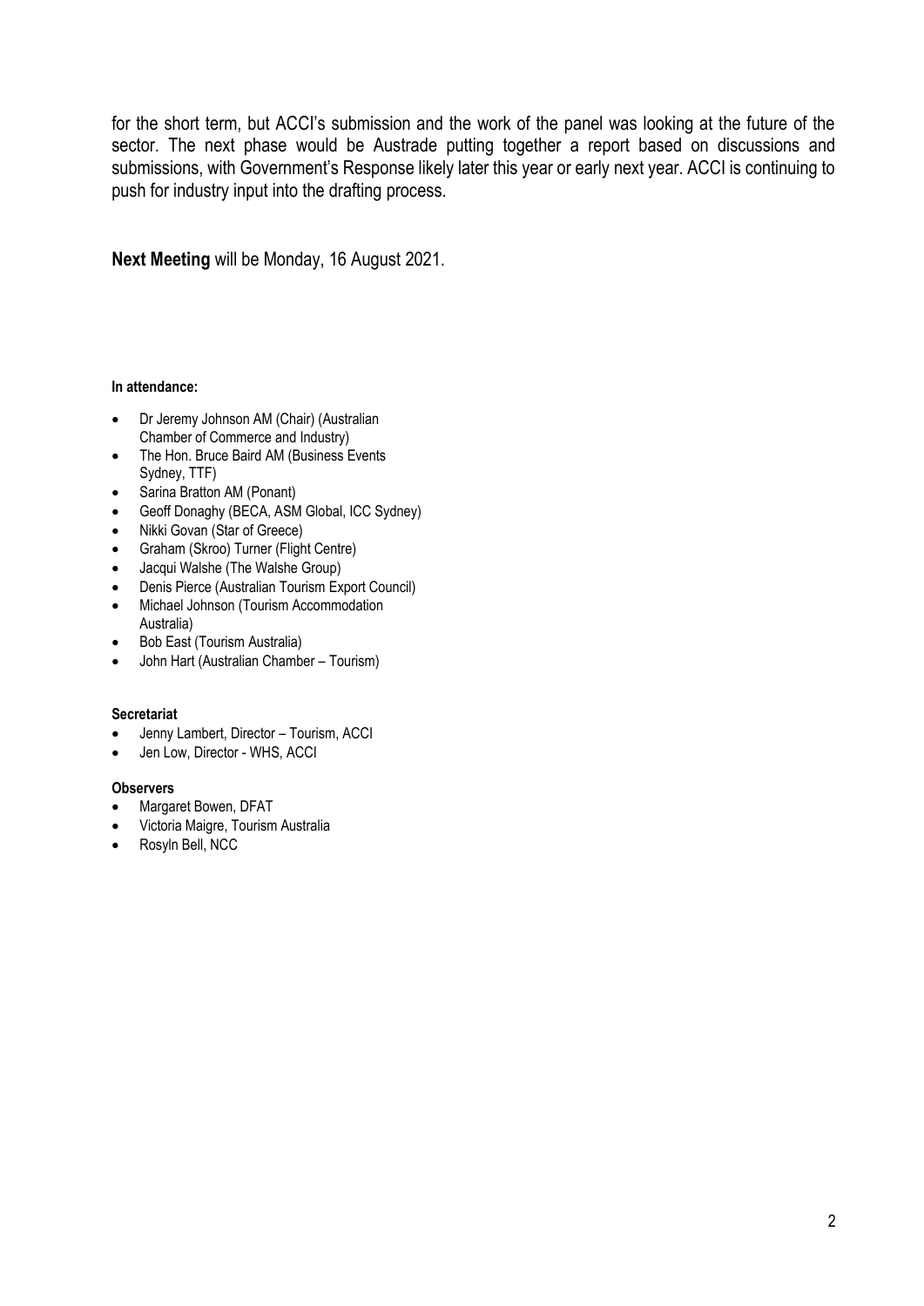for the short term, but ACCI's submission and the work of the panel was looking at the future of the sector. The next phase would be Austrade putting together a report based on discussions and submissions, with Government's Response likely later this year or early next year. ACCI is continuing to push for industry input into the drafting process.

**Next Meeting** will be Monday, 16 August 2021.

**In attendance:**

- Dr Jeremy Johnson AM (Chair) (Australian Chamber of Commerce and Industry)
- The Hon. Bruce Baird AM (Business Events Sydney, TTF)
- Sarina Bratton AM (Ponant)
- Geoff Donaghy (BECA, ASM Global, ICC Sydney)
- Nikki Govan (Star of Greece)
- Graham (Skroo) Turner (Flight Centre)
- Jacqui Walshe (The Walshe Group)
- Denis Pierce (Australian Tourism Export Council)
- Michael Johnson (Tourism Accommodation Australia)
- Bob East (Tourism Australia)
- John Hart (Australian Chamber – Tourism)

**Secretariat**

- Jenny Lambert, Director – Tourism, ACCI
- Jen Low, Director - WHS, ACCI

**Observers**

- Margaret Bowen, DFAT
- Victoria Maigre, Tourism Australia
- Rosyln Bell, NCC